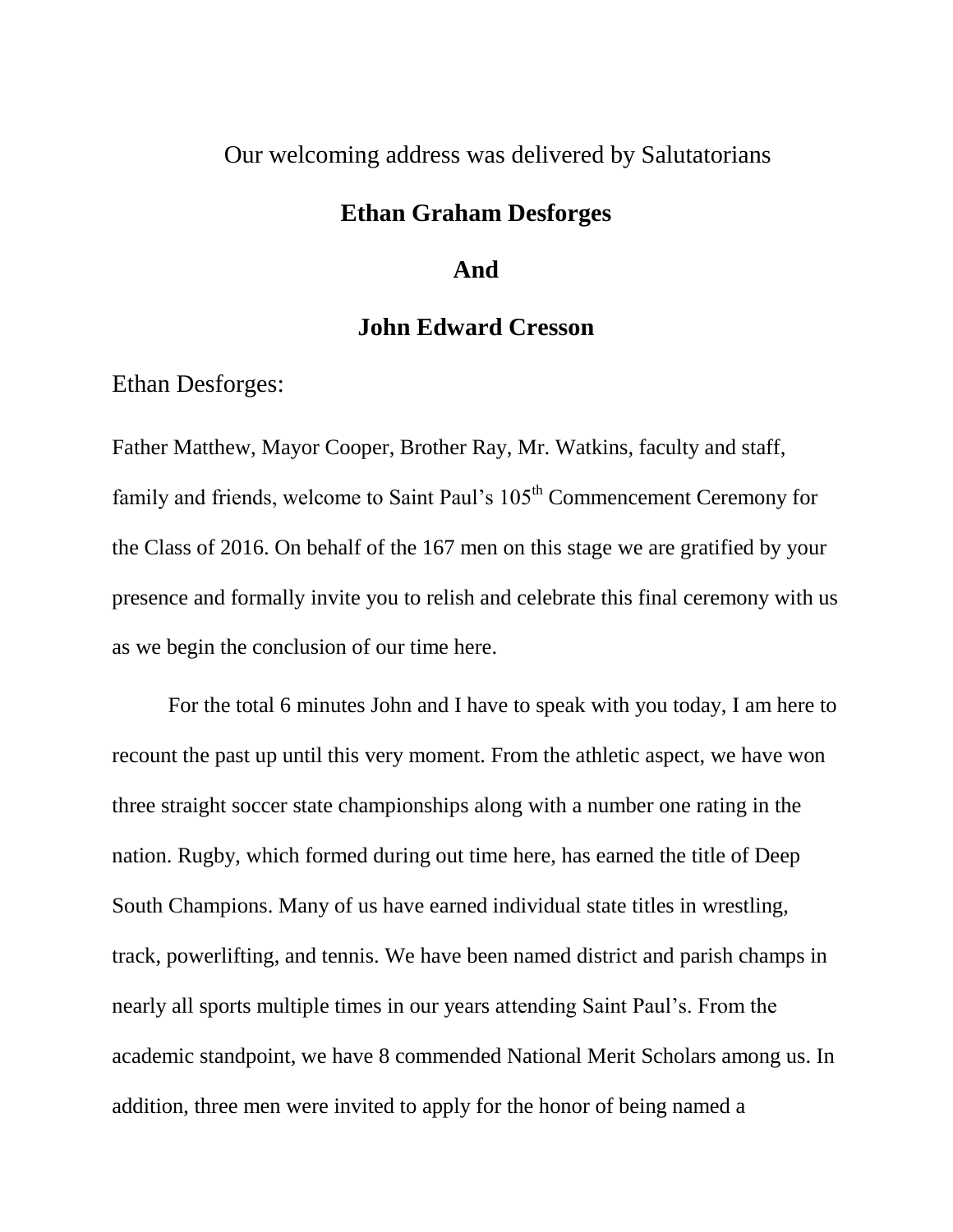Our welcoming address was delivered by Salutatorians

**Ethan Graham Desforges**

**And**

**John Edward Cresson**

Ethan Desforges:

Father Matthew, Mayor Cooper, Brother Ray, Mr. Watkins, faculty and staff, family and friends, welcome to Saint Paul's 105th Commencement Ceremony for the Class of 2016. On behalf of the 167 men on this stage we are gratified by your presence and formally invite you to relish and celebrate this final ceremony with us as we begin the conclusion of our time here.

For the total 6 minutes John and I have to speak with you today, I am here to recount the past up until this very moment. From the athletic aspect, we have won three straight soccer state championships along with a number one rating in the nation. Rugby, which formed during out time here, has earned the title of Deep South Champions. Many of us have earned individual state titles in wrestling, track, powerlifting, and tennis. We have been named district and parish champs in nearly all sports multiple times in our years attending Saint Paul's. From the academic standpoint, we have 8 commended National Merit Scholars among us. In addition, three men were invited to apply for the honor of being named a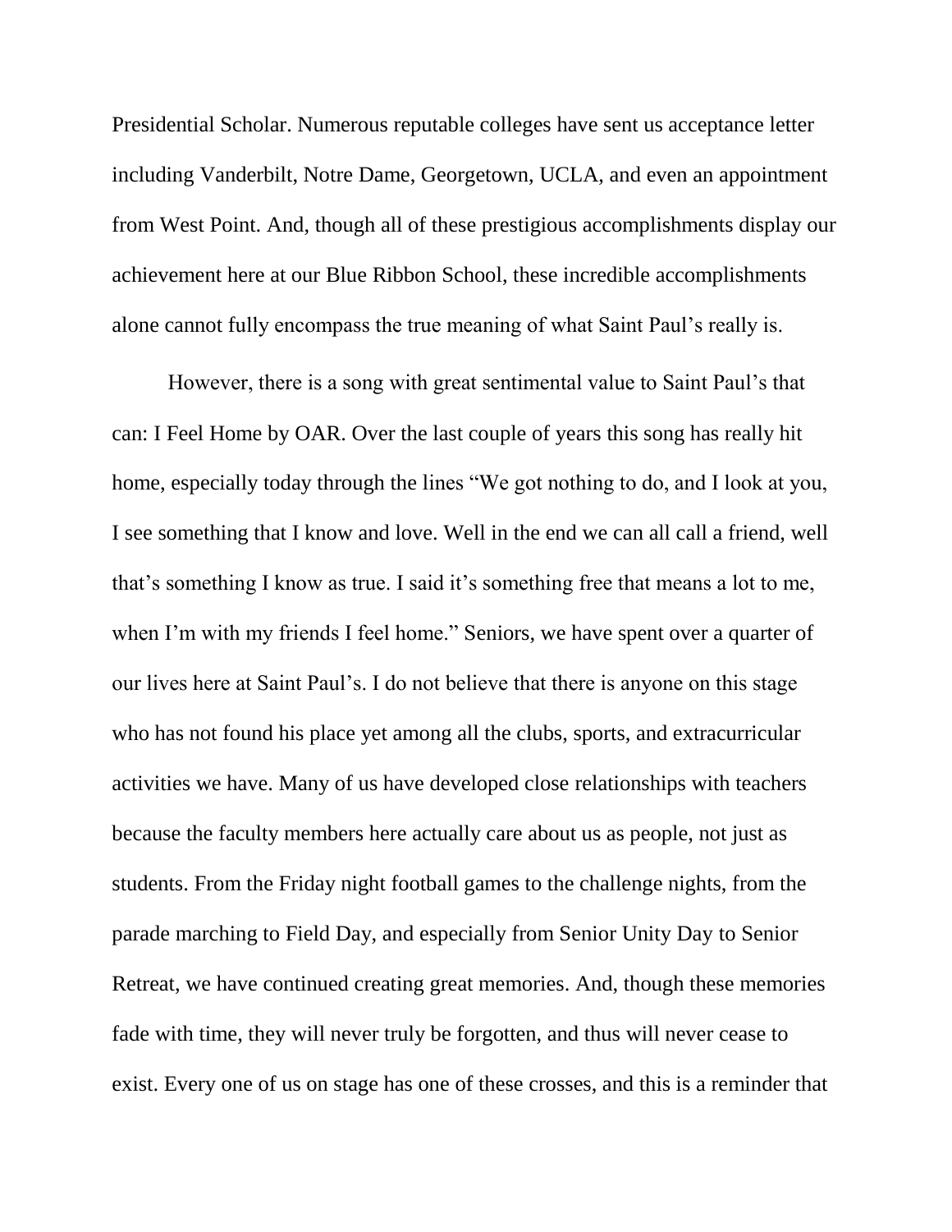Presidential Scholar. Numerous reputable colleges have sent us acceptance letter including Vanderbilt, Notre Dame, Georgetown, UCLA, and even an appointment from West Point. And, though all of these prestigious accomplishments display our achievement here at our Blue Ribbon School, these incredible accomplishments alone cannot fully encompass the true meaning of what Saint Paul's really is.

However, there is a song with great sentimental value to Saint Paul's that can: I Feel Home by OAR. Over the last couple of years this song has really hit home, especially today through the lines "We got nothing to do, and I look at you, I see something that I know and love. Well in the end we can all call a friend, well that's something I know as true. I said it's something free that means a lot to me, when I'm with my friends I feel home." Seniors, we have spent over a quarter of our lives here at Saint Paul's. I do not believe that there is anyone on this stage who has not found his place yet among all the clubs, sports, and extracurricular activities we have. Many of us have developed close relationships with teachers because the faculty members here actually care about us as people, not just as students. From the Friday night football games to the challenge nights, from the parade marching to Field Day, and especially from Senior Unity Day to Senior Retreat, we have continued creating great memories. And, though these memories fade with time, they will never truly be forgotten, and thus will never cease to exist. Every one of us on stage has one of these crosses, and this is a reminder that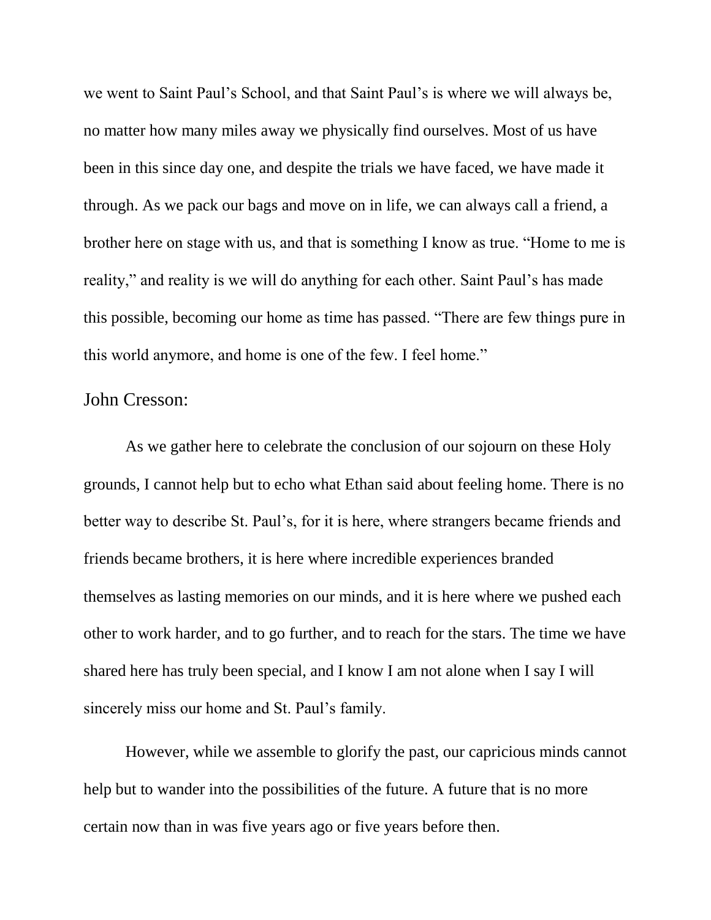we went to Saint Paul's School, and that Saint Paul's is where we will always be, no matter how many miles away we physically find ourselves. Most of us have been in this since day one, and despite the trials we have faced, we have made it through. As we pack our bags and move on in life, we can always call a friend, a brother here on stage with us, and that is something I know as true. "Home to me is reality," and reality is we will do anything for each other. Saint Paul's has made this possible, becoming our home as time has passed. "There are few things pure in this world anymore, and home is one of the few. I feel home."

John Cresson:

As we gather here to celebrate the conclusion of our sojourn on these Holy grounds, I cannot help but to echo what Ethan said about feeling home. There is no better way to describe St. Paul's, for it is here, where strangers became friends and friends became brothers, it is here where incredible experiences branded themselves as lasting memories on our minds, and it is here where we pushed each other to work harder, and to go further, and to reach for the stars. The time we have shared here has truly been special, and I know I am not alone when I say I will sincerely miss our home and St. Paul's family.

However, while we assemble to glorify the past, our capricious minds cannot help but to wander into the possibilities of the future. A future that is no more certain now than in was five years ago or five years before then.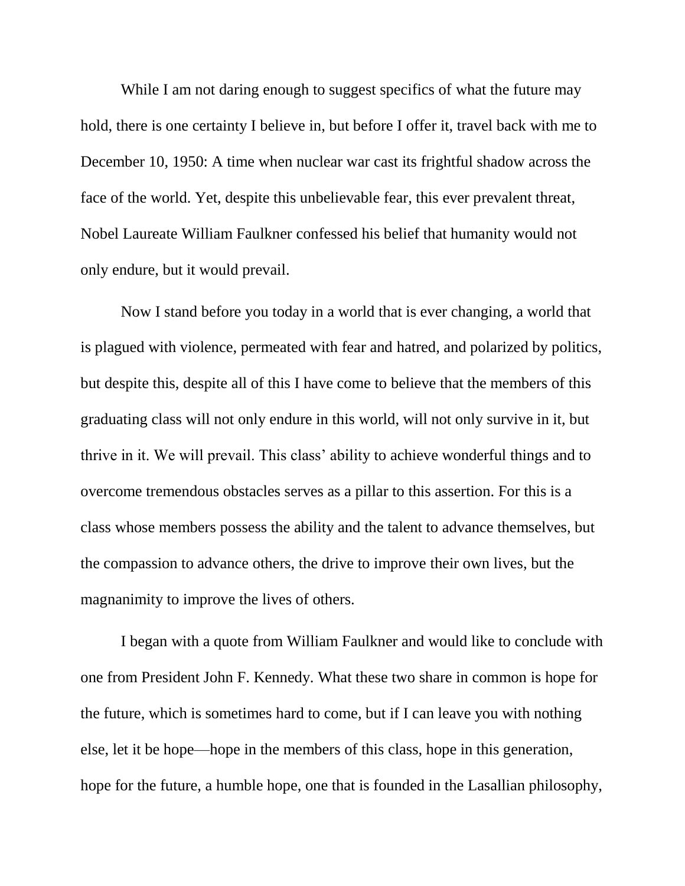While I am not daring enough to suggest specifics of what the future may hold, there is one certainty I believe in, but before I offer it, travel back with me to December 10, 1950: A time when nuclear war cast its frightful shadow across the face of the world. Yet, despite this unbelievable fear, this ever prevalent threat, Nobel Laureate William Faulkner confessed his belief that humanity would not only endure, but it would prevail.

Now I stand before you today in a world that is ever changing, a world that is plagued with violence, permeated with fear and hatred, and polarized by politics, but despite this, despite all of this I have come to believe that the members of this graduating class will not only endure in this world, will not only survive in it, but thrive in it. We will prevail. This class' ability to achieve wonderful things and to overcome tremendous obstacles serves as a pillar to this assertion. For this is a class whose members possess the ability and the talent to advance themselves, but the compassion to advance others, the drive to improve their own lives, but the magnanimity to improve the lives of others.

I began with a quote from William Faulkner and would like to conclude with one from President John F. Kennedy. What these two share in common is hope for the future, which is sometimes hard to come, but if I can leave you with nothing else, let it be hope—hope in the members of this class, hope in this generation, hope for the future, a humble hope, one that is founded in the Lasallian philosophy,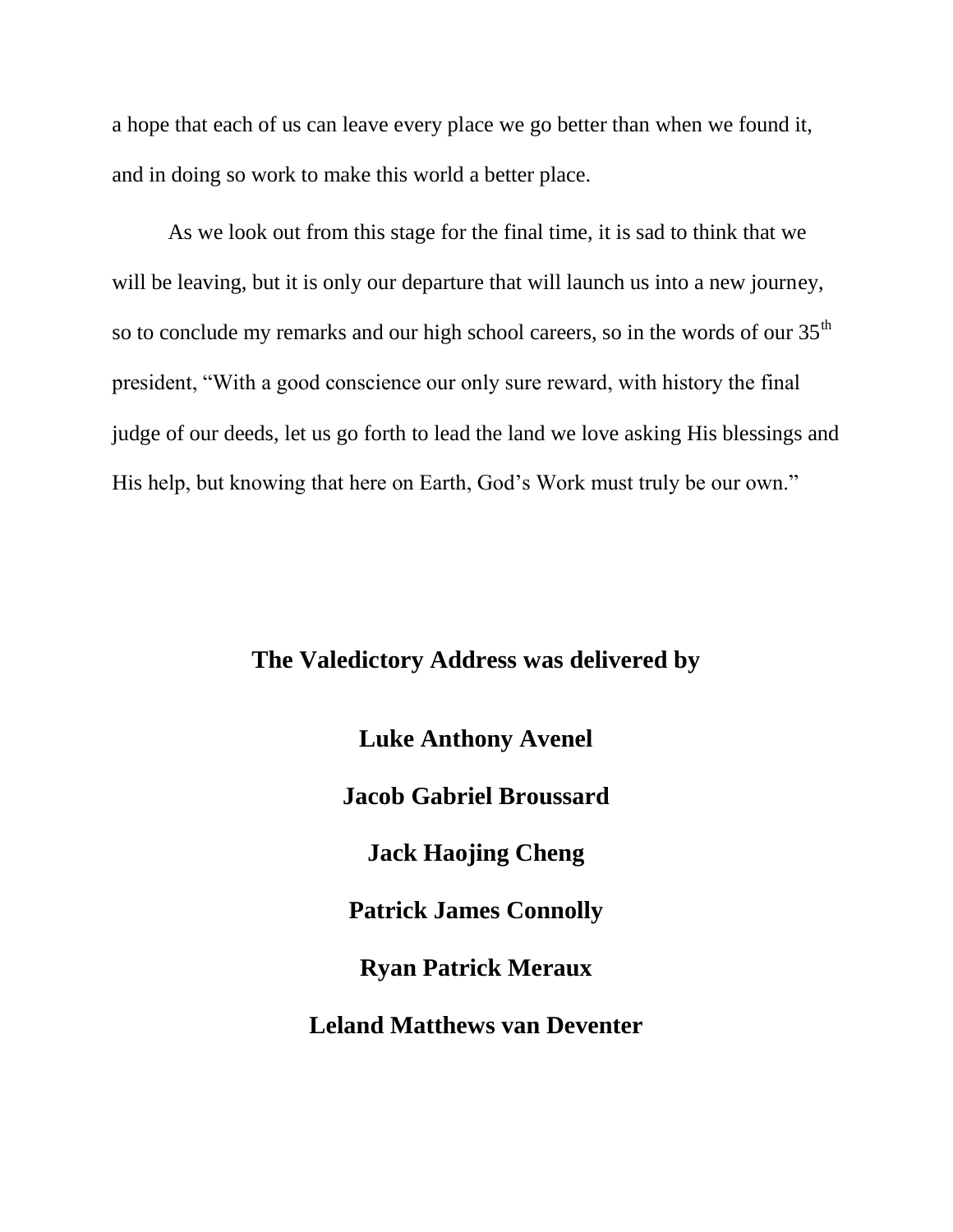a hope that each of us can leave every place we go better than when we found it, and in doing so work to make this world a better place.

As we look out from this stage for the final time, it is sad to think that we will be leaving, but it is only our departure that will launch us into a new journey, so to conclude my remarks and our high school careers, so in the words of our 35th president, “With a good conscience our only sure reward, with history the final judge of our deeds, let us go forth to lead the land we love asking His blessings and His help, but knowing that here on Earth, God’s Work must truly be our own.”

**The Valedictory Address was delivered by**

**Luke Anthony Avenel**

**Jacob Gabriel Broussard**

**Jack Haojing Cheng**

**Patrick James Connolly**

**Ryan Patrick Meraux**

**Leland Matthews van Deventer**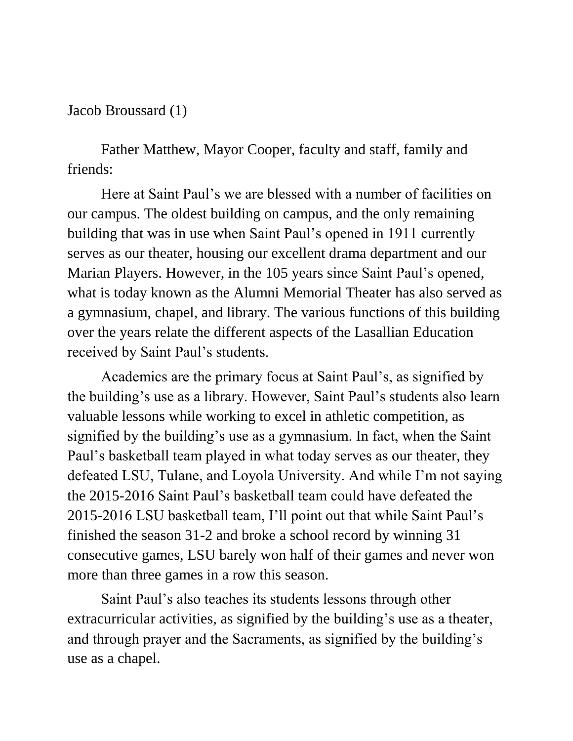Jacob Broussard (1)

Father Matthew, Mayor Cooper, faculty and staff, family and friends:

Here at Saint Paul's we are blessed with a number of facilities on our campus. The oldest building on campus, and the only remaining building that was in use when Saint Paul's opened in 1911 currently serves as our theater, housing our excellent drama department and our Marian Players. However, in the 105 years since Saint Paul's opened, what is today known as the Alumni Memorial Theater has also served as a gymnasium, chapel, and library. The various functions of this building over the years relate the different aspects of the Lasallian Education received by Saint Paul's students.

Academics are the primary focus at Saint Paul's, as signified by the building's use as a library. However, Saint Paul's students also learn valuable lessons while working to excel in athletic competition, as signified by the building's use as a gymnasium. In fact, when the Saint Paul's basketball team played in what today serves as our theater, they defeated LSU, Tulane, and Loyola University. And while I'm not saying the 2015-2016 Saint Paul's basketball team could have defeated the 2015-2016 LSU basketball team, I'll point out that while Saint Paul's finished the season 31-2 and broke a school record by winning 31 consecutive games, LSU barely won half of their games and never won more than three games in a row this season.

Saint Paul's also teaches its students lessons through other extracurricular activities, as signified by the building's use as a theater, and through prayer and the Sacraments, as signified by the building's use as a chapel.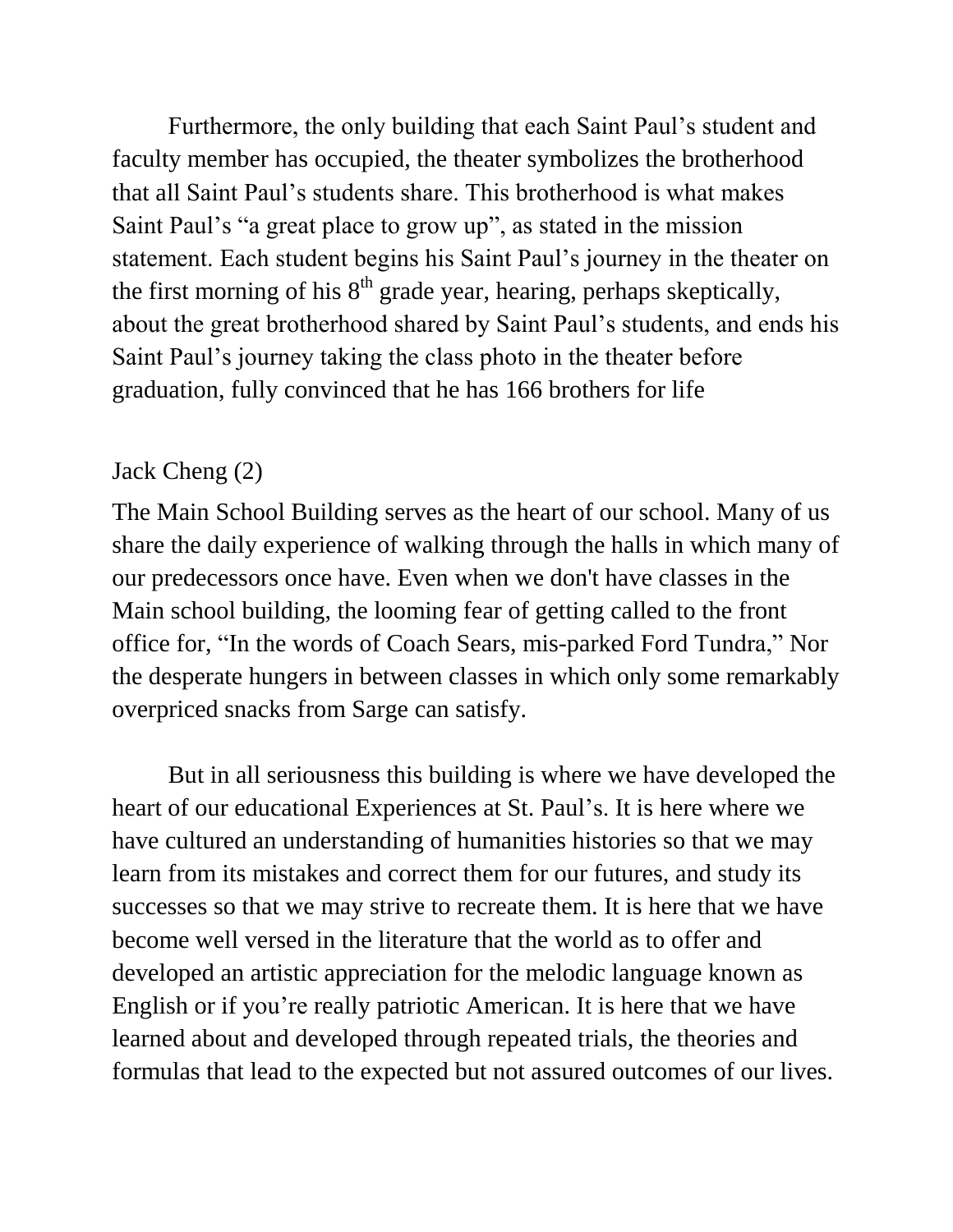Furthermore, the only building that each Saint Paul's student and faculty member has occupied, the theater symbolizes the brotherhood that all Saint Paul's students share. This brotherhood is what makes Saint Paul's "a great place to grow up", as stated in the mission statement. Each student begins his Saint Paul's journey in the theater on the first morning of his 8th grade year, hearing, perhaps skeptically, about the great brotherhood shared by Saint Paul's students, and ends his Saint Paul's journey taking the class photo in the theater before graduation, fully convinced that he has 166 brothers for life

Jack Cheng (2)

The Main School Building serves as the heart of our school. Many of us share the daily experience of walking through the halls in which many of our predecessors once have. Even when we don't have classes in the Main school building, the looming fear of getting called to the front office for, "In the words of Coach Sears, mis-parked Ford Tundra," Nor the desperate hungers in between classes in which only some remarkably overpriced snacks from Sarge can satisfy.

But in all seriousness this building is where we have developed the heart of our educational Experiences at St. Paul's. It is here where we have cultured an understanding of humanities histories so that we may learn from its mistakes and correct them for our futures, and study its successes so that we may strive to recreate them. It is here that we have become well versed in the literature that the world as to offer and developed an artistic appreciation for the melodic language known as English or if you're really patriotic American. It is here that we have learned about and developed through repeated trials, the theories and formulas that lead to the expected but not assured outcomes of our lives.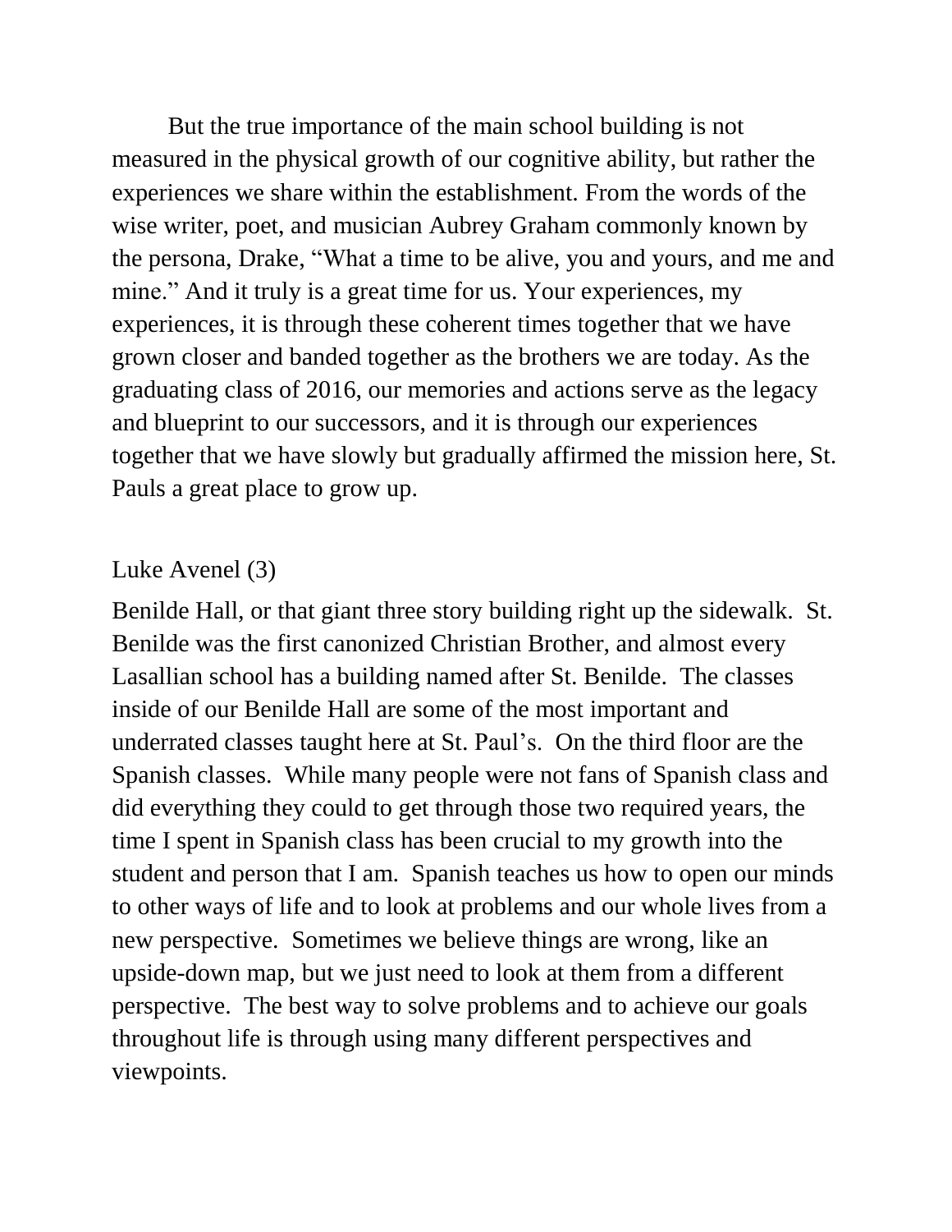But the true importance of the main school building is not measured in the physical growth of our cognitive ability, but rather the experiences we share within the establishment. From the words of the wise writer, poet, and musician Aubrey Graham commonly known by the persona, Drake, "What a time to be alive, you and yours, and me and mine." And it truly is a great time for us. Your experiences, my experiences, it is through these coherent times together that we have grown closer and banded together as the brothers we are today. As the graduating class of 2016, our memories and actions serve as the legacy and blueprint to our successors, and it is through our experiences together that we have slowly but gradually affirmed the mission here, St. Pauls a great place to grow up.

Luke Avenel (3)

Benilde Hall, or that giant three story building right up the sidewalk. St. Benilde was the first canonized Christian Brother, and almost every Lasallian school has a building named after St. Benilde. The classes inside of our Benilde Hall are some of the most important and underrated classes taught here at St. Paul's. On the third floor are the Spanish classes. While many people were not fans of Spanish class and did everything they could to get through those two required years, the time I spent in Spanish class has been crucial to my growth into the student and person that I am. Spanish teaches us how to open our minds to other ways of life and to look at problems and our whole lives from a new perspective. Sometimes we believe things are wrong, like an upside-down map, but we just need to look at them from a different perspective. The best way to solve problems and to achieve our goals throughout life is through using many different perspectives and viewpoints.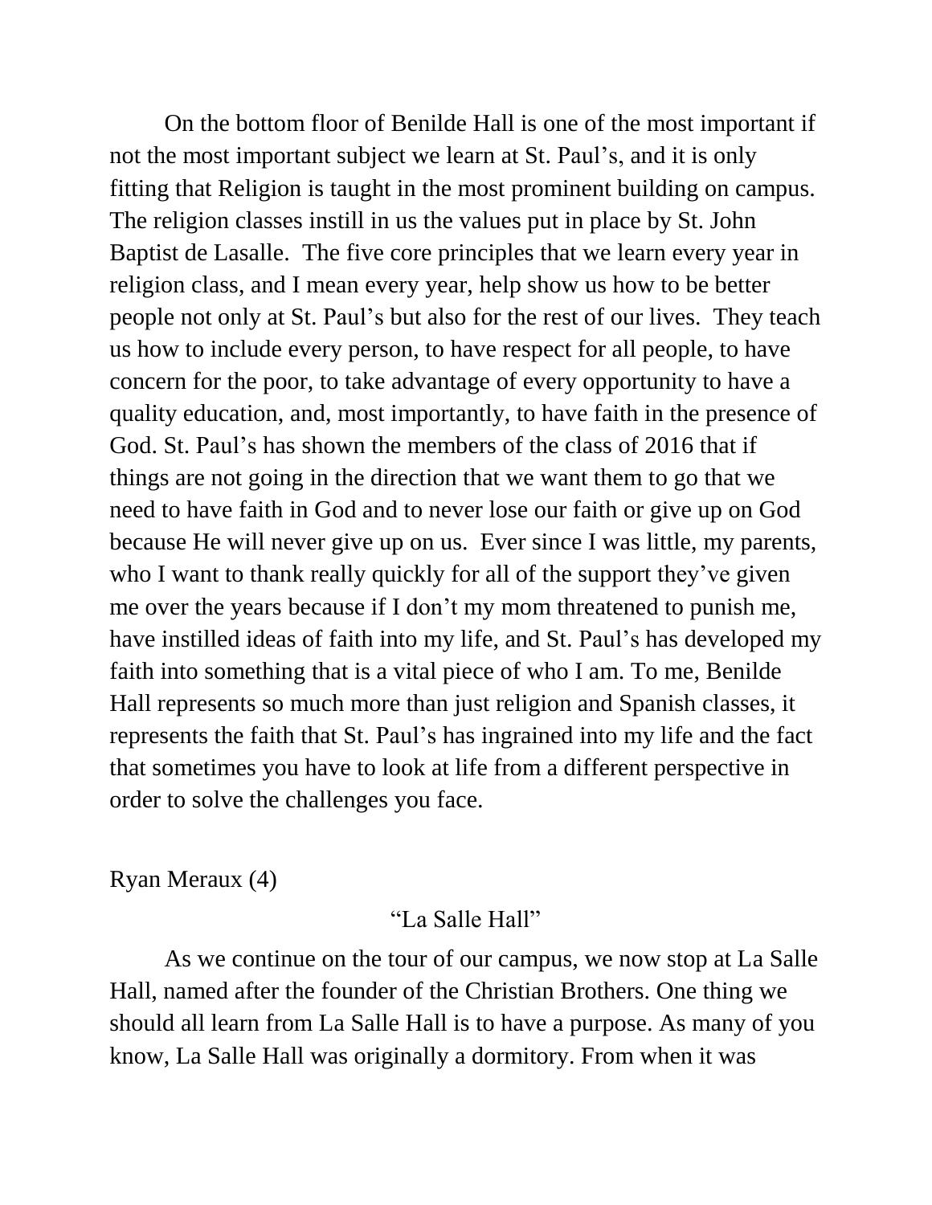On the bottom floor of Benilde Hall is one of the most important if not the most important subject we learn at St. Paul's, and it is only fitting that Religion is taught in the most prominent building on campus. The religion classes instill in us the values put in place by St. John Baptist de Lasalle. The five core principles that we learn every year in religion class, and I mean every year, help show us how to be better people not only at St. Paul's but also for the rest of our lives. They teach us how to include every person, to have respect for all people, to have concern for the poor, to take advantage of every opportunity to have a quality education, and, most importantly, to have faith in the presence of God. St. Paul's has shown the members of the class of 2016 that if things are not going in the direction that we want them to go that we need to have faith in God and to never lose our faith or give up on God because He will never give up on us. Ever since I was little, my parents, who I want to thank really quickly for all of the support they've given me over the years because if I don't my mom threatened to punish me, have instilled ideas of faith into my life, and St. Paul's has developed my faith into something that is a vital piece of who I am. To me, Benilde Hall represents so much more than just religion and Spanish classes, it represents the faith that St. Paul's has ingrained into my life and the fact that sometimes you have to look at life from a different perspective in order to solve the challenges you face.

Ryan Meraux (4)

"La Salle Hall"

As we continue on the tour of our campus, we now stop at La Salle Hall, named after the founder of the Christian Brothers. One thing we should all learn from La Salle Hall is to have a purpose. As many of you know, La Salle Hall was originally a dormitory. From when it was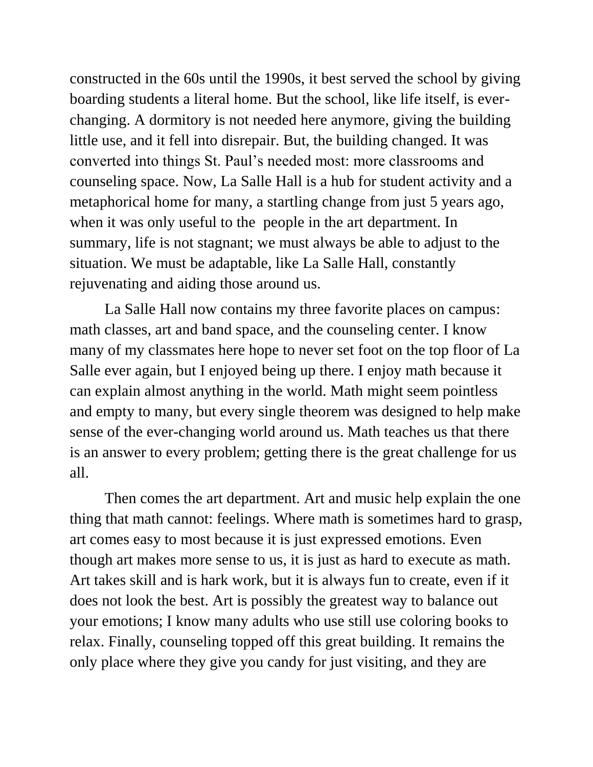constructed in the 60s until the 1990s, it best served the school by giving boarding students a literal home. But the school, like life itself, is ever-changing. A dormitory is not needed here anymore, giving the building little use, and it fell into disrepair. But, the building changed. It was converted into things St. Paul's needed most: more classrooms and counseling space. Now, La Salle Hall is a hub for student activity and a metaphorical home for many, a startling change from just 5 years ago, when it was only useful to the people in the art department. In summary, life is not stagnant; we must always be able to adjust to the situation. We must be adaptable, like La Salle Hall, constantly rejuvenating and aiding those around us.

La Salle Hall now contains my three favorite places on campus: math classes, art and band space, and the counseling center. I know many of my classmates here hope to never set foot on the top floor of La Salle ever again, but I enjoyed being up there. I enjoy math because it can explain almost anything in the world. Math might seem pointless and empty to many, but every single theorem was designed to help make sense of the ever-changing world around us. Math teaches us that there is an answer to every problem; getting there is the great challenge for us all.

Then comes the art department. Art and music help explain the one thing that math cannot: feelings. Where math is sometimes hard to grasp, art comes easy to most because it is just expressed emotions. Even though art makes more sense to us, it is just as hard to execute as math. Art takes skill and is hark work, but it is always fun to create, even if it does not look the best. Art is possibly the greatest way to balance out your emotions; I know many adults who use still use coloring books to relax. Finally, counseling topped off this great building. It remains the only place where they give you candy for just visiting, and they are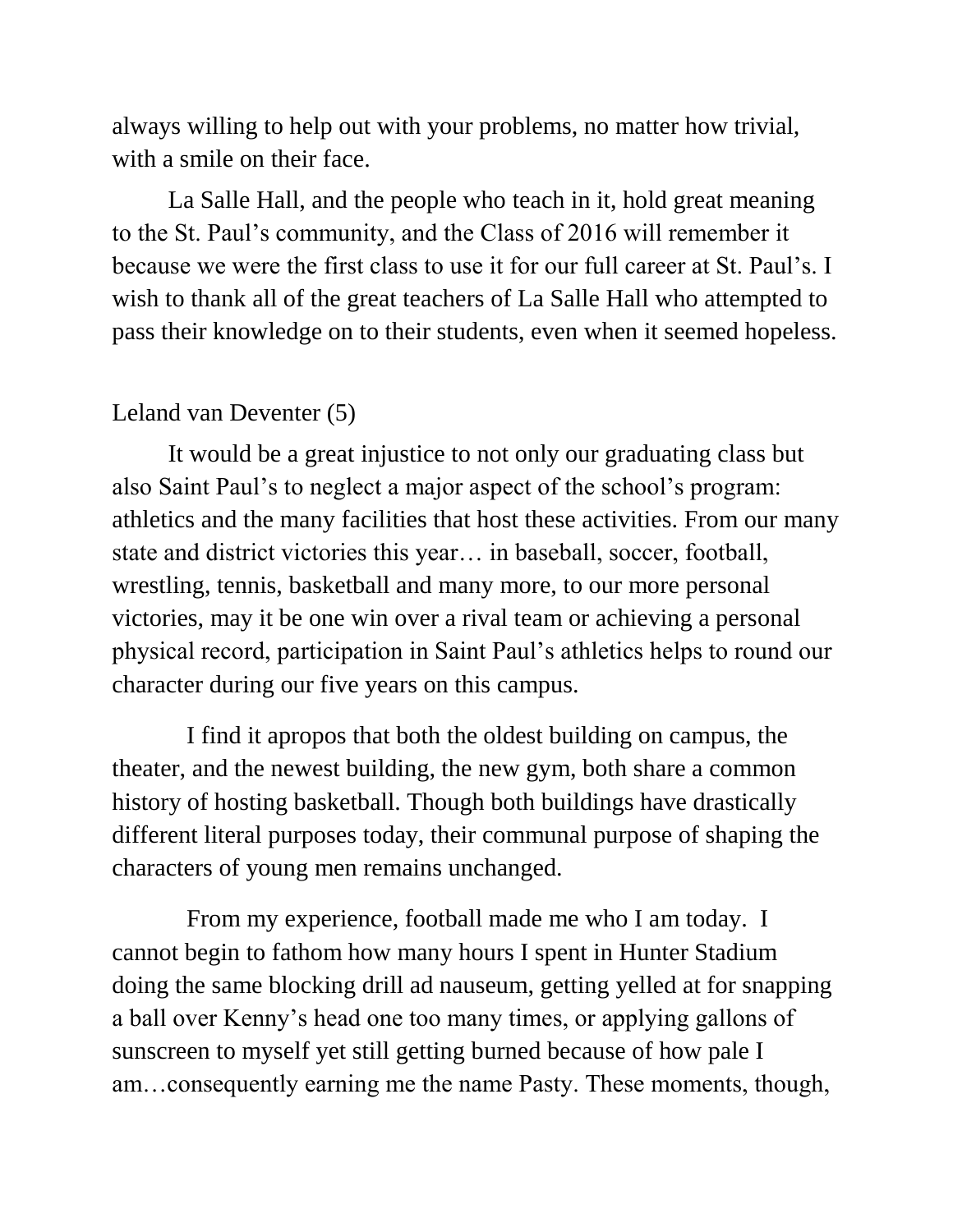always willing to help out with your problems, no matter how trivial, with a smile on their face.

La Salle Hall, and the people who teach in it, hold great meaning to the St. Paul's community, and the Class of 2016 will remember it because we were the first class to use it for our full career at St. Paul's. I wish to thank all of the great teachers of La Salle Hall who attempted to pass their knowledge on to their students, even when it seemed hopeless.

Leland van Deventer (5)

It would be a great injustice to not only our graduating class but also Saint Paul's to neglect a major aspect of the school's program: athletics and the many facilities that host these activities. From our many state and district victories this year… in baseball, soccer, football, wrestling, tennis, basketball and many more, to our more personal victories, may it be one win over a rival team or achieving a personal physical record, participation in Saint Paul's athletics helps to round our character during our five years on this campus.

I find it apropos that both the oldest building on campus, the theater, and the newest building, the new gym, both share a common history of hosting basketball. Though both buildings have drastically different literal purposes today, their communal purpose of shaping the characters of young men remains unchanged.

From my experience, football made me who I am today. I cannot begin to fathom how many hours I spent in Hunter Stadium doing the same blocking drill ad nauseum, getting yelled at for snapping a ball over Kenny's head one too many times, or applying gallons of sunscreen to myself yet still getting burned because of how pale I am…consequently earning me the name Pasty. These moments, though,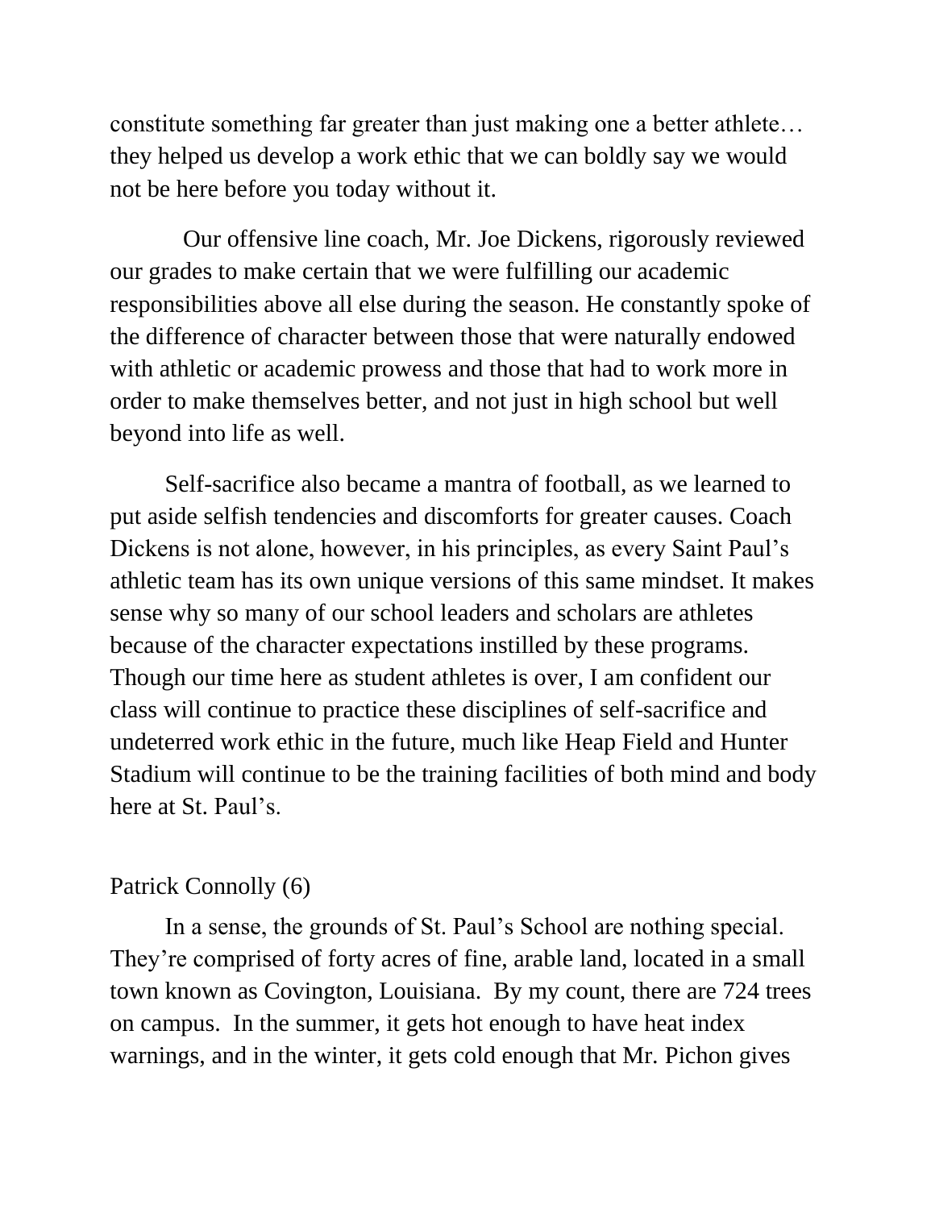constitute something far greater than just making one a better athlete… they helped us develop a work ethic that we can boldly say we would not be here before you today without it.

Our offensive line coach, Mr. Joe Dickens, rigorously reviewed our grades to make certain that we were fulfilling our academic responsibilities above all else during the season. He constantly spoke of the difference of character between those that were naturally endowed with athletic or academic prowess and those that had to work more in order to make themselves better, and not just in high school but well beyond into life as well.

Self-sacrifice also became a mantra of football, as we learned to put aside selfish tendencies and discomforts for greater causes. Coach Dickens is not alone, however, in his principles, as every Saint Paul's athletic team has its own unique versions of this same mindset. It makes sense why so many of our school leaders and scholars are athletes because of the character expectations instilled by these programs. Though our time here as student athletes is over, I am confident our class will continue to practice these disciplines of self-sacrifice and undeterred work ethic in the future, much like Heap Field and Hunter Stadium will continue to be the training facilities of both mind and body here at St. Paul's.

Patrick Connolly (6)

In a sense, the grounds of St. Paul's School are nothing special. They're comprised of forty acres of fine, arable land, located in a small town known as Covington, Louisiana. By my count, there are 724 trees on campus. In the summer, it gets hot enough to have heat index warnings, and in the winter, it gets cold enough that Mr. Pichon gives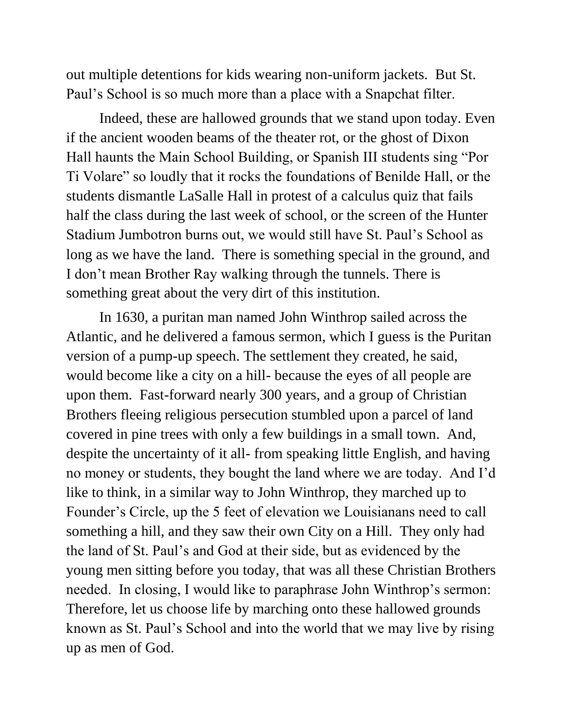out multiple detentions for kids wearing non-uniform jackets. But St. Paul's School is so much more than a place with a Snapchat filter.

Indeed, these are hallowed grounds that we stand upon today. Even if the ancient wooden beams of the theater rot, or the ghost of Dixon Hall haunts the Main School Building, or Spanish III students sing "Por Ti Volare" so loudly that it rocks the foundations of Benilde Hall, or the students dismantle LaSalle Hall in protest of a calculus quiz that fails half the class during the last week of school, or the screen of the Hunter Stadium Jumbotron burns out, we would still have St. Paul's School as long as we have the land. There is something special in the ground, and I don't mean Brother Ray walking through the tunnels. There is something great about the very dirt of this institution.

In 1630, a puritan man named John Winthrop sailed across the Atlantic, and he delivered a famous sermon, which I guess is the Puritan version of a pump-up speech. The settlement they created, he said, would become like a city on a hill- because the eyes of all people are upon them. Fast-forward nearly 300 years, and a group of Christian Brothers fleeing religious persecution stumbled upon a parcel of land covered in pine trees with only a few buildings in a small town. And, despite the uncertainty of it all- from speaking little English, and having no money or students, they bought the land where we are today. And I'd like to think, in a similar way to John Winthrop, they marched up to Founder's Circle, up the 5 feet of elevation we Louisianans need to call something a hill, and they saw their own City on a Hill. They only had the land of St. Paul's and God at their side, but as evidenced by the young men sitting before you today, that was all these Christian Brothers needed. In closing, I would like to paraphrase John Winthrop's sermon: Therefore, let us choose life by marching onto these hallowed grounds known as St. Paul's School and into the world that we may live by rising up as men of God.